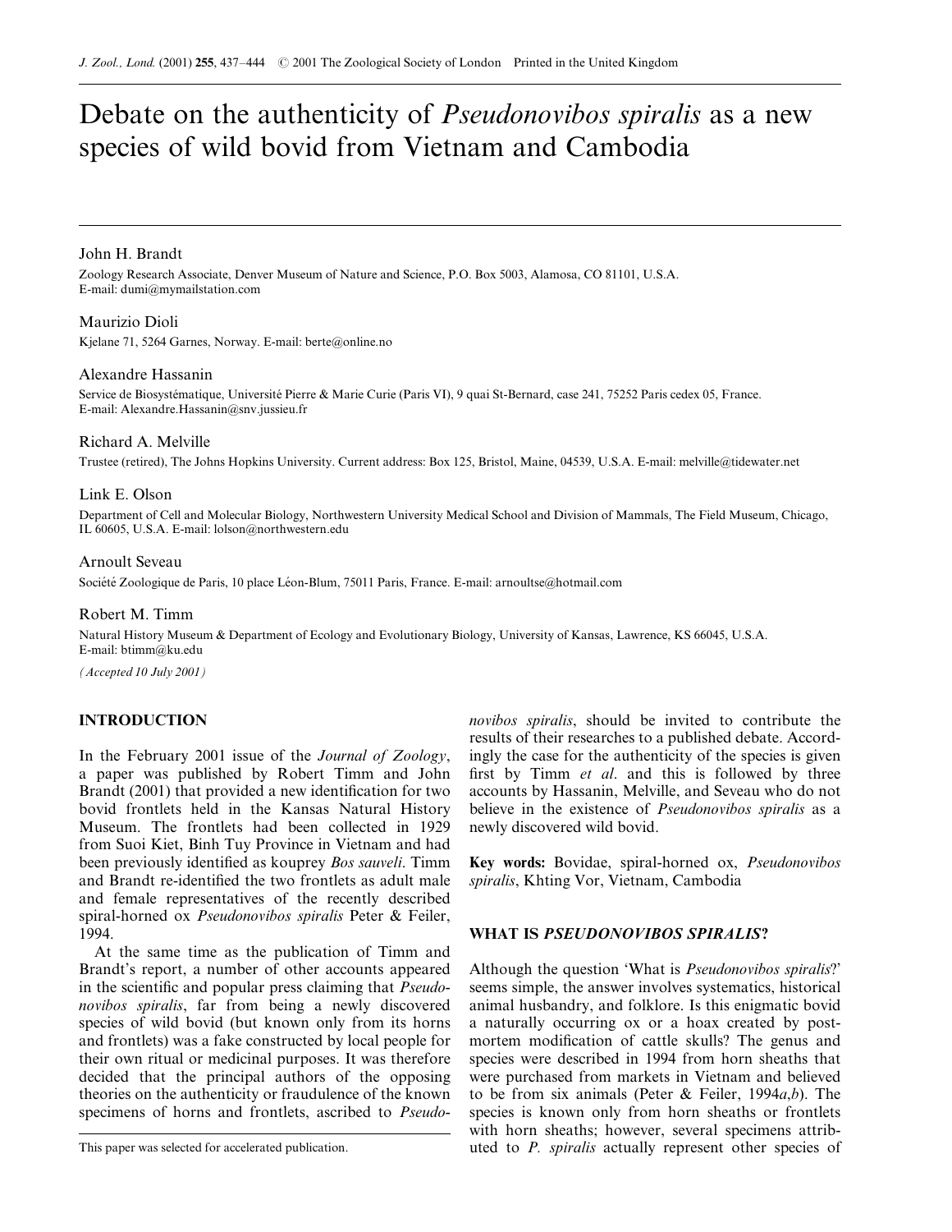# Debate on the authenticity of *Pseudonovibos spiralis* as a new species of wild bovid from Vietnam and Cambodia

John H. Brandt

Zoology Research Associate, Denver Museum of Nature and Science, P.O. Box 5003, Alamosa, CO 81101, U.S.A.
E-mail: dumi@mymailstation.com

Maurizio Dioli

Kjelane 71, 5264 Garnes, Norway. E-mail: berte@online.no

Alexandre Hassanin

Service de Biosystématique, Université Pierre & Marie Curie (Paris VI), 9 quai St-Bernard, case 241, 75252 Paris cedex 05, France.
E-mail: Alexandre.Hassanin@snv.jussieu.fr

Richard A. Melville

Trustee (retired), The Johns Hopkins University. Current address: Box 125, Bristol, Maine, 04539, U.S.A. E-mail: melville@tidewater.net

Link E. Olson

Department of Cell and Molecular Biology, Northwestern University Medical School and Division of Mammals, The Field Museum, Chicago, IL 60605, U.S.A. E-mail: lolson@northwestern.edu

Arnoult Seveau

Société Zoologique de Paris, 10 place Léon-Blum, 75011 Paris, France. E-mail: arnoultse@hotmail.com

Robert M. Timm

Natural History Museum & Department of Ecology and Evolutionary Biology, University of Kansas, Lawrence, KS 66045, U.S.A.
E-mail: btimm@ku.edu

*(Accepted 10 July 2001)*

## INTRODUCTION

In the February 2001 issue of the *Journal of Zoology*, a paper was published by Robert Timm and John Brandt (2001) that provided a new identification for two bovid frontlets held in the Kansas Natural History Museum. The frontlets had been collected in 1929 from Suoi Kiet, Binh Tuy Province in Vietnam and had been previously identified as kouprey *Bos sauveli*. Timm and Brandt re-identified the two frontlets as adult male and female representatives of the recently described spiral-horned ox *Pseudonovibos spiralis* Peter & Feiler, 1994.

At the same time as the publication of Timm and Brandt's report, a number of other accounts appeared in the scientific and popular press claiming that *Pseudonovibos spiralis*, far from being a newly discovered species of wild bovid (but known only from its horns and frontlets) was a fake constructed by local people for their own ritual or medicinal purposes. It was therefore decided that the principal authors of the opposing theories on the authenticity or fraudulence of the known specimens of horns and frontlets, ascribed to *Pseudonovibos spiralis*, should be invited to contribute the results of their researches to a published debate. Accordingly the case for the authenticity of the species is given first by Timm *et al*. and this is followed by three accounts by Hassanin, Melville, and Seveau who do not believe in the existence of *Pseudonovibos spiralis* as a newly discovered wild bovid.

**Key words:** Bovidae, spiral-horned ox, *Pseudonovibos spiralis*, Khting Vor, Vietnam, Cambodia

## WHAT IS *PSEUDONOVIBOS SPIRALIS*?

Although the question 'What is *Pseudonovibos spiralis*?' seems simple, the answer involves systematics, historical animal husbandry, and folklore. Is this enigmatic bovid a naturally occurring ox or a hoax created by post-mortem modification of cattle skulls? The genus and species were described in 1994 from horn sheaths that were purchased from markets in Vietnam and believed to be from six animals (Peter & Feiler, 1994*a*,*b*). The species is known only from horn sheaths or frontlets with horn sheaths; however, several specimens attributed to *P. spiralis* actually represent other species of

This paper was selected for accelerated publication.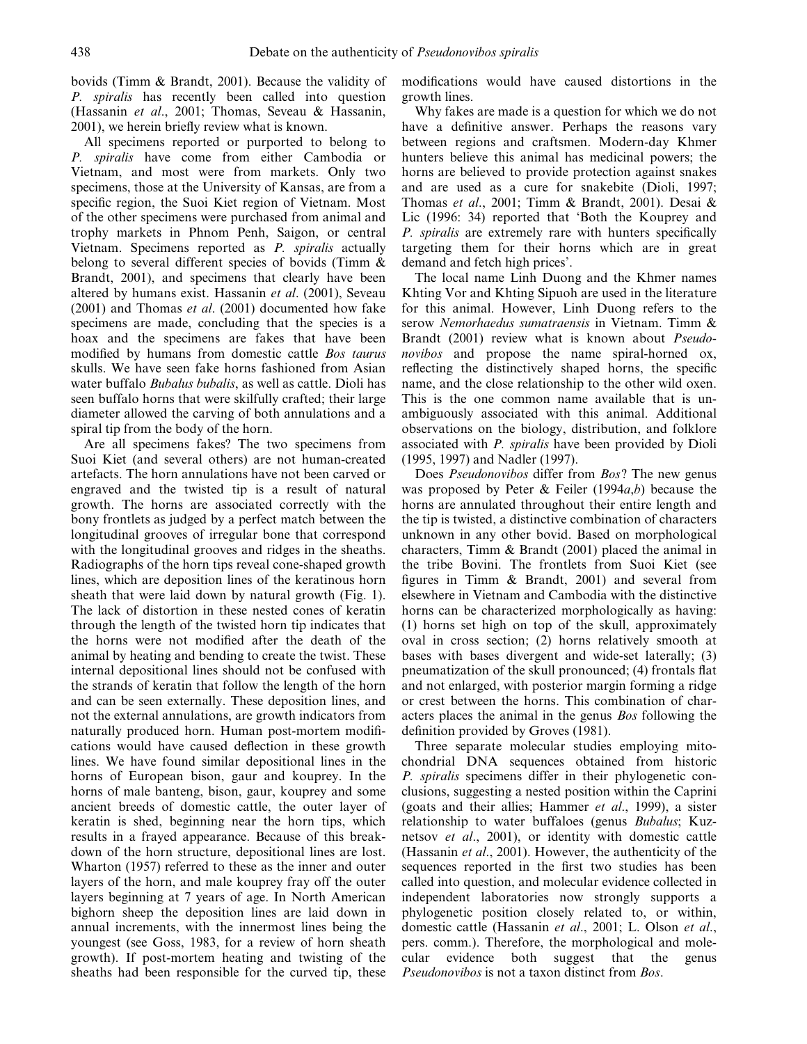bovids (Timm & Brandt, 2001). Because the validity of *P. spiralis* has recently been called into question (Hassanin *et al*., 2001; Thomas, Seveau & Hassanin, 2001), we herein briefly review what is known.

All specimens reported or purported to belong to *P. spiralis* have come from either Cambodia or Vietnam, and most were from markets. Only two specimens, those at the University of Kansas, are from a specific region, the Suoi Kiet region of Vietnam. Most of the other specimens were purchased from animal and trophy markets in Phnom Penh, Saigon, or central Vietnam. Specimens reported as *P. spiralis* actually belong to several different species of bovids (Timm & Brandt, 2001), and specimens that clearly have been altered by humans exist. Hassanin *et al*. (2001), Seveau (2001) and Thomas *et al*. (2001) documented how fake specimens are made, concluding that the species is a hoax and the specimens are fakes that have been modified by humans from domestic cattle *Bos taurus* skulls. We have seen fake horns fashioned from Asian water buffalo *Bubalus bubalis*, as well as cattle. Dioli has seen buffalo horns that were skilfully crafted; their large diameter allowed the carving of both annulations and a spiral tip from the body of the horn.

Are all specimens fakes? The two specimens from Suoi Kiet (and several others) are not human-created artefacts. The horn annulations have not been carved or engraved and the twisted tip is a result of natural growth. The horns are associated correctly with the bony frontlets as judged by a perfect match between the longitudinal grooves of irregular bone that correspond with the longitudinal grooves and ridges in the sheaths. Radiographs of the horn tips reveal cone-shaped growth lines, which are deposition lines of the keratinous horn sheath that were laid down by natural growth (Fig. 1). The lack of distortion in these nested cones of keratin through the length of the twisted horn tip indicates that the horns were not modified after the death of the animal by heating and bending to create the twist. These internal depositional lines should not be confused with the strands of keratin that follow the length of the horn and can be seen externally. These deposition lines, and not the external annulations, are growth indicators from naturally produced horn. Human post-mortem modifications would have caused deflection in these growth lines. We have found similar depositional lines in the horns of European bison, gaur and kouprey. In the horns of male banteng, bison, gaur, kouprey and some ancient breeds of domestic cattle, the outer layer of keratin is shed, beginning near the horn tips, which results in a frayed appearance. Because of this breakdown of the horn structure, depositional lines are lost. Wharton (1957) referred to these as the inner and outer layers of the horn, and male kouprey fray off the outer layers beginning at 7 years of age. In North American bighorn sheep the deposition lines are laid down in annual increments, with the innermost lines being the youngest (see Goss, 1983, for a review of horn sheath growth). If post-mortem heating and twisting of the sheaths had been responsible for the curved tip, these modifications would have caused distortions in the growth lines.

Why fakes are made is a question for which we do not have a definitive answer. Perhaps the reasons vary between regions and craftsmen. Modern-day Khmer hunters believe this animal has medicinal powers; the horns are believed to provide protection against snakes and are used as a cure for snakebite (Dioli, 1997; Thomas *et al*., 2001; Timm & Brandt, 2001). Desai & Lic (1996: 34) reported that 'Both the Kouprey and *P. spiralis* are extremely rare with hunters specifically targeting them for their horns which are in great demand and fetch high prices'.

The local name Linh Duong and the Khmer names Khting Vor and Khting Sipuoh are used in the literature for this animal. However, Linh Duong refers to the serow *Nemorhaedus sumatraensis* in Vietnam. Timm & Brandt (2001) review what is known about *Pseudonovibos* and propose the name spiral-horned ox, reflecting the distinctively shaped horns, the specific name, and the close relationship to the other wild oxen. This is the one common name available that is unambiguously associated with this animal. Additional observations on the biology, distribution, and folklore associated with *P. spiralis* have been provided by Dioli (1995, 1997) and Nadler (1997).

Does *Pseudonovibos* differ from *Bos*? The new genus was proposed by Peter & Feiler (1994*a*,*b*) because the horns are annulated throughout their entire length and the tip is twisted, a distinctive combination of characters unknown in any other bovid. Based on morphological characters, Timm & Brandt (2001) placed the animal in the tribe Bovini. The frontlets from Suoi Kiet (see figures in Timm & Brandt, 2001) and several from elsewhere in Vietnam and Cambodia with the distinctive horns can be characterized morphologically as having: (1) horns set high on top of the skull, approximately oval in cross section; (2) horns relatively smooth at bases with bases divergent and wide-set laterally; (3) pneumatization of the skull pronounced; (4) frontals flat and not enlarged, with posterior margin forming a ridge or crest between the horns. This combination of characters places the animal in the genus *Bos* following the definition provided by Groves (1981).

Three separate molecular studies employing mitochondrial DNA sequences obtained from historic *P. spiralis* specimens differ in their phylogenetic conclusions, suggesting a nested position within the Caprini (goats and their allies; Hammer *et al*., 1999), a sister relationship to water buffaloes (genus *Bubalus*; Kuznetsov *et al*., 2001), or identity with domestic cattle (Hassanin *et al*., 2001). However, the authenticity of the sequences reported in the first two studies has been called into question, and molecular evidence collected in independent laboratories now strongly supports a phylogenetic position closely related to, or within, domestic cattle (Hassanin *et al*., 2001; L. Olson *et al*., pers. comm.). Therefore, the morphological and molecular evidence both suggest that the genus *Pseudonovibos* is not a taxon distinct from *Bos*.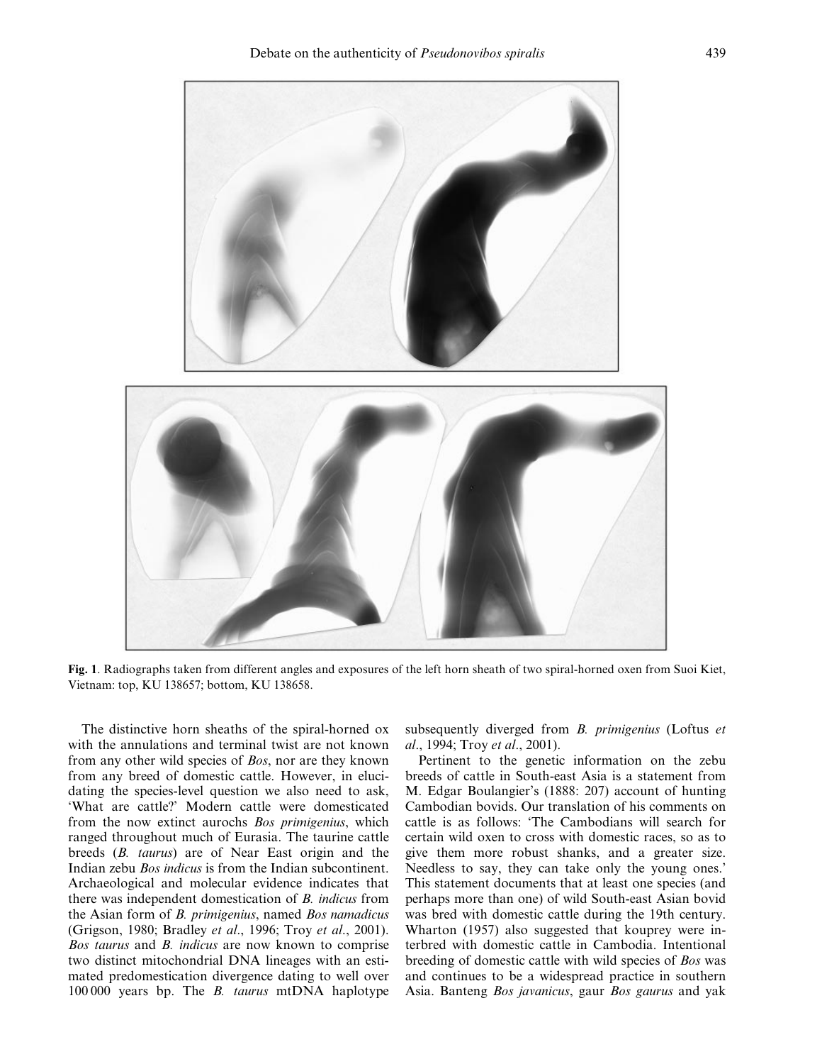**Fig. 1**. Radiographs taken from different angles and exposures of the left horn sheath of two spiral-horned oxen from Suoi Kiet, Vietnam: top, KU 138657; bottom, KU 138658.

The distinctive horn sheaths of the spiral-horned ox with the annulations and terminal twist are not known from any other wild species of *Bos*, nor are they known from any breed of domestic cattle. However, in elucidating the species-level question we also need to ask, 'What are cattle?' Modern cattle were domesticated from the now extinct aurochs *Bos primigenius*, which ranged throughout much of Eurasia. The taurine cattle breeds (*B. taurus*) are of Near East origin and the Indian zebu *Bos indicus* is from the Indian subcontinent. Archaeological and molecular evidence indicates that there was independent domestication of *B. indicus* from the Asian form of *B. primigenius*, named *Bos namadicus* (Grigson, 1980; Bradley *et al*., 1996; Troy *et al*., 2001). *Bos taurus* and *B. indicus* are now known to comprise two distinct mitochondrial DNA lineages with an estimated predomestication divergence dating to well over 100 000 years bp. The *B. taurus* mtDNA haplotype subsequently diverged from *B. primigenius* (Loftus *et al*., 1994; Troy *et al*., 2001).

Pertinent to the genetic information on the zebu breeds of cattle in South-east Asia is a statement from M. Edgar Boulangier's (1888: 207) account of hunting Cambodian bovids. Our translation of his comments on cattle is as follows: 'The Cambodians will search for certain wild oxen to cross with domestic races, so as to give them more robust shanks, and a greater size. Needless to say, they can take only the young ones.' This statement documents that at least one species (and perhaps more than one) of wild South-east Asian bovid was bred with domestic cattle during the 19th century. Wharton (1957) also suggested that kouprey were interbred with domestic cattle in Cambodia. Intentional breeding of domestic cattle with wild species of *Bos* was and continues to be a widespread practice in southern Asia. Banteng *Bos javanicus*, gaur *Bos gaurus* and yak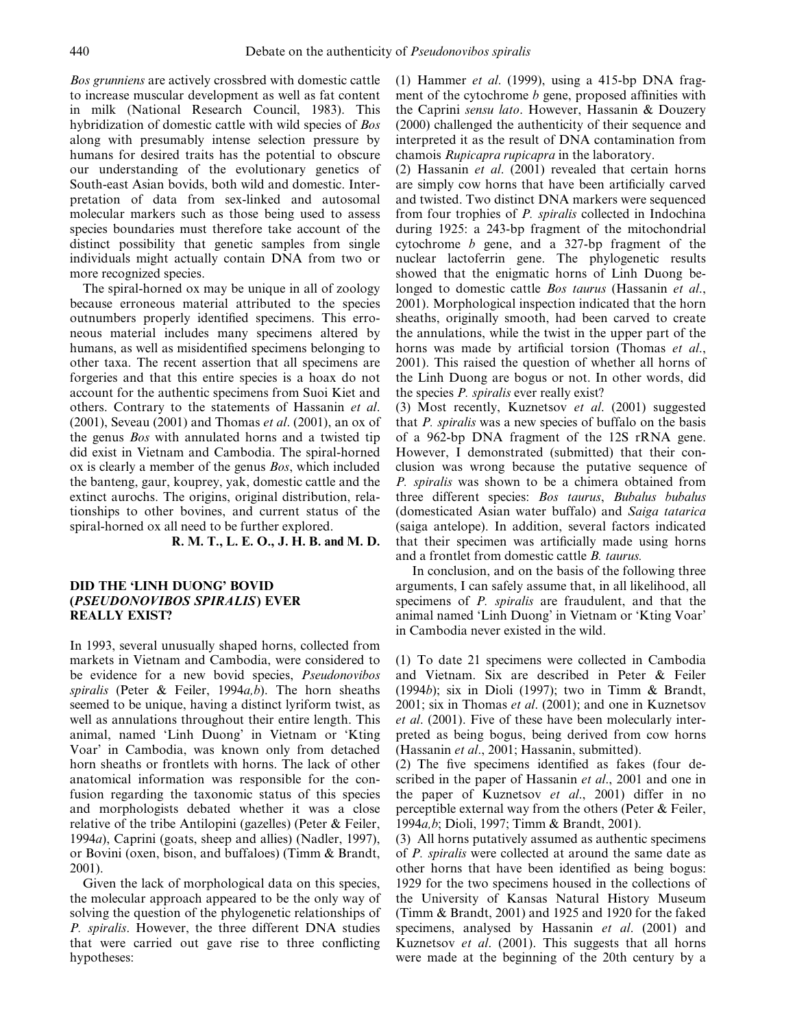*Bos grunniens* are actively crossbred with domestic cattle to increase muscular development as well as fat content in milk (National Research Council, 1983). This hybridization of domestic cattle with wild species of *Bos* along with presumably intense selection pressure by humans for desired traits has the potential to obscure our understanding of the evolutionary genetics of South-east Asian bovids, both wild and domestic. Interpretation of data from sex-linked and autosomal molecular markers such as those being used to assess species boundaries must therefore take account of the distinct possibility that genetic samples from single individuals might actually contain DNA from two or more recognized species.

The spiral-horned ox may be unique in all of zoology because erroneous material attributed to the species outnumbers properly identified specimens. This erroneous material includes many specimens altered by humans, as well as misidentified specimens belonging to other taxa. The recent assertion that all specimens are forgeries and that this entire species is a hoax do not account for the authentic specimens from Suoi Kiet and others. Contrary to the statements of Hassanin *et al*. (2001), Seveau (2001) and Thomas *et al*. (2001), an ox of the genus *Bos* with annulated horns and a twisted tip did exist in Vietnam and Cambodia. The spiral-horned ox is clearly a member of the genus *Bos*, which included the banteng, gaur, kouprey, yak, domestic cattle and the extinct aurochs. The origins, original distribution, relationships to other bovines, and current status of the spiral-horned ox all need to be further explored.

**R. M. T., L. E. O., J. H. B. and M. D.**

## DID THE 'LINH DUONG' BOVID (*PSEUDONOVIBOS SPIRALIS*) EVER REALLY EXIST?

In 1993, several unusually shaped horns, collected from markets in Vietnam and Cambodia, were considered to be evidence for a new bovid species, *Pseudonovibos spiralis* (Peter & Feiler, 1994*a,b*). The horn sheaths seemed to be unique, having a distinct lyriform twist, as well as annulations throughout their entire length. This animal, named 'Linh Duong' in Vietnam or 'Kting Voar' in Cambodia, was known only from detached horn sheaths or frontlets with horns. The lack of other anatomical information was responsible for the confusion regarding the taxonomic status of this species and morphologists debated whether it was a close relative of the tribe Antilopini (gazelles) (Peter & Feiler, 1994*a*), Caprini (goats, sheep and allies) (Nadler, 1997), or Bovini (oxen, bison, and buffaloes) (Timm & Brandt, 2001).

Given the lack of morphological data on this species, the molecular approach appeared to be the only way of solving the question of the phylogenetic relationships of *P. spiralis*. However, the three different DNA studies that were carried out gave rise to three conflicting hypotheses:

(1) Hammer *et al*. (1999), using a 415-bp DNA fragment of the cytochrome *b* gene, proposed affinities with the Caprini *sensu lato*. However, Hassanin & Douzery (2000) challenged the authenticity of their sequence and interpreted it as the result of DNA contamination from chamois *Rupicapra rupicapra* in the laboratory.

(2) Hassanin *et al*. (2001) revealed that certain horns are simply cow horns that have been artificially carved and twisted. Two distinct DNA markers were sequenced from four trophies of *P. spiralis* collected in Indochina during 1925: a 243-bp fragment of the mitochondrial cytochrome *b* gene, and a 327-bp fragment of the nuclear lactoferrin gene. The phylogenetic results showed that the enigmatic horns of Linh Duong belonged to domestic cattle *Bos taurus* (Hassanin *et al*., 2001). Morphological inspection indicated that the horn sheaths, originally smooth, had been carved to create the annulations, while the twist in the upper part of the horns was made by artificial torsion (Thomas *et al*., 2001). This raised the question of whether all horns of the Linh Duong are bogus or not. In other words, did the species *P. spiralis* ever really exist?

(3) Most recently, Kuznetsov *et al*. (2001) suggested that *P. spiralis* was a new species of buffalo on the basis of a 962-bp DNA fragment of the 12S rRNA gene. However, I demonstrated (submitted) that their conclusion was wrong because the putative sequence of *P. spiralis* was shown to be a chimera obtained from three different species: *Bos taurus*, *Bubalus bubalus* (domesticated Asian water buffalo) and *Saiga tatarica* (saiga antelope). In addition, several factors indicated that their specimen was artificially made using horns and a frontlet from domestic cattle *B. taurus.*

In conclusion, and on the basis of the following three arguments, I can safely assume that, in all likelihood, all specimens of *P. spiralis* are fraudulent, and that the animal named 'Linh Duong' in Vietnam or 'Kting Voar' in Cambodia never existed in the wild.

(1) To date 21 specimens were collected in Cambodia and Vietnam. Six are described in Peter & Feiler (1994*b*); six in Dioli (1997); two in Timm & Brandt, 2001; six in Thomas *et al*. (2001); and one in Kuznetsov *et al*. (2001). Five of these have been molecularly interpreted as being bogus, being derived from cow horns (Hassanin *et al*., 2001; Hassanin, submitted).

(2) The five specimens identified as fakes (four described in the paper of Hassanin *et al*., 2001 and one in the paper of Kuznetsov *et al*., 2001) differ in no perceptible external way from the others (Peter & Feiler, 1994*a,b*; Dioli, 1997; Timm & Brandt, 2001).

(3) All horns putatively assumed as authentic specimens of *P. spiralis* were collected at around the same date as other horns that have been identified as being bogus: 1929 for the two specimens housed in the collections of the University of Kansas Natural History Museum (Timm & Brandt, 2001) and 1925 and 1920 for the faked specimens, analysed by Hassanin *et al*. (2001) and Kuznetsov *et al*. (2001). This suggests that all horns were made at the beginning of the 20th century by a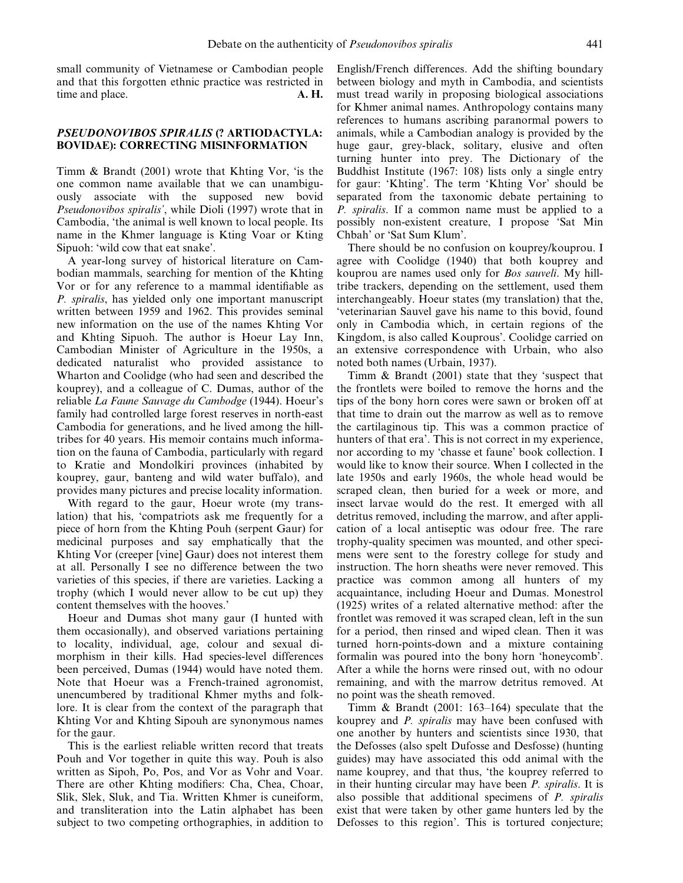small community of Vietnamese or Cambodian people and that this forgotten ethnic practice was restricted in time and place. **A. H.**

## *PSEUDONOVIBOS SPIRALIS* (? ARTIODACTYLA: BOVIDAE): CORRECTING MISINFORMATION

Timm & Brandt (2001) wrote that Khting Vor, 'is the one common name available that we can unambiguously associate with the supposed new bovid *Pseudonovibos spiralis*', while Dioli (1997) wrote that in Cambodia, 'the animal is well known to local people. Its name in the Khmer language is Kting Voar or Kting Sipuoh: 'wild cow that eat snake'.

A year-long survey of historical literature on Cambodian mammals, searching for mention of the Khting Vor or for any reference to a mammal identifiable as *P. spiralis*, has yielded only one important manuscript written between 1959 and 1962. This provides seminal new information on the use of the names Khting Vor and Khting Sipuoh. The author is Hoeur Lay Inn, Cambodian Minister of Agriculture in the 1950s, a dedicated naturalist who provided assistance to Wharton and Coolidge (who had seen and described the kouprey), and a colleague of C. Dumas, author of the reliable *La Faune Sauvage du Cambodge* (1944). Hoeur's family had controlled large forest reserves in north-east Cambodia for generations, and he lived among the hill-tribes for 40 years. His memoir contains much information on the fauna of Cambodia, particularly with regard to Kratie and Mondolkiri provinces (inhabited by kouprey, gaur, banteng and wild water buffalo), and provides many pictures and precise locality information.

With regard to the gaur, Hoeur wrote (my translation) that his, 'compatriots ask me frequently for a piece of horn from the Khting Pouh (serpent Gaur) for medicinal purposes and say emphatically that the Khting Vor (creeper [vine] Gaur) does not interest them at all. Personally I see no difference between the two varieties of this species, if there are varieties. Lacking a trophy (which I would never allow to be cut up) they content themselves with the hooves.'

Hoeur and Dumas shot many gaur (I hunted with them occasionally), and observed variations pertaining to locality, individual, age, colour and sexual dimorphism in their kills. Had species-level differences been perceived, Dumas (1944) would have noted them. Note that Hoeur was a French-trained agronomist, unencumbered by traditional Khmer myths and folklore. It is clear from the context of the paragraph that Khting Vor and Khting Sipouh are synonymous names for the gaur.

This is the earliest reliable written record that treats Pouh and Vor together in quite this way. Pouh is also written as Sipoh, Po, Pos, and Vor as Vohr and Voar. There are other Khting modifiers: Cha, Chea, Choar, Slik, Slek, Sluk, and Tia. Written Khmer is cuneiform, and transliteration into the Latin alphabet has been subject to two competing orthographies, in addition to English/French differences. Add the shifting boundary between biology and myth in Cambodia, and scientists must tread warily in proposing biological associations for Khmer animal names. Anthropology contains many references to humans ascribing paranormal powers to animals, while a Cambodian analogy is provided by the huge gaur, grey-black, solitary, elusive and often turning hunter into prey. The Dictionary of the Buddhist Institute (1967: 108) lists only a single entry for gaur: 'Khting'. The term 'Khting Vor' should be separated from the taxonomic debate pertaining to *P. spiralis*. If a common name must be applied to a possibly non-existent creature, I propose 'Sat Min Chbah' or 'Sat Sum Klum'.

There should be no confusion on kouprey/kouprou. I agree with Coolidge (1940) that both kouprey and kouprou are names used only for *Bos sauveli*. My hill-tribe trackers, depending on the settlement, used them interchangeably. Hoeur states (my translation) that the, 'veterinarian Sauvel gave his name to this bovid, found only in Cambodia which, in certain regions of the Kingdom, is also called Kouprous'. Coolidge carried on an extensive correspondence with Urbain, who also noted both names (Urbain, 1937).

Timm & Brandt (2001) state that they 'suspect that the frontlets were boiled to remove the horns and the tips of the bony horn cores were sawn or broken off at that time to drain out the marrow as well as to remove the cartilaginous tip. This was a common practice of hunters of that era'. This is not correct in my experience, nor according to my 'chasse et faune' book collection. I would like to know their source. When I collected in the late 1950s and early 1960s, the whole head would be scraped clean, then buried for a week or more, and insect larvae would do the rest. It emerged with all detritus removed, including the marrow, and after application of a local antiseptic was odour free. The rare trophy-quality specimen was mounted, and other specimens were sent to the forestry college for study and instruction. The horn sheaths were never removed. This practice was common among all hunters of my acquaintance, including Hoeur and Dumas. Monestrol (1925) writes of a related alternative method: after the frontlet was removed it was scraped clean, left in the sun for a period, then rinsed and wiped clean. Then it was turned horn-points-down and a mixture containing formalin was poured into the bony horn 'honeycomb'. After a while the horns were rinsed out, with no odour remaining, and with the marrow detritus removed. At no point was the sheath removed.

Timm & Brandt (2001: 163–164) speculate that the kouprey and *P. spiralis* may have been confused with one another by hunters and scientists since 1930, that the Defosses (also spelt Dufosse and Desfosse) (hunting guides) may have associated this odd animal with the name kouprey, and that thus, 'the kouprey referred to in their hunting circular may have been *P. spiralis*. It is also possible that additional specimens of *P. spiralis* exist that were taken by other game hunters led by the Defosses to this region'. This is tortured conjecture;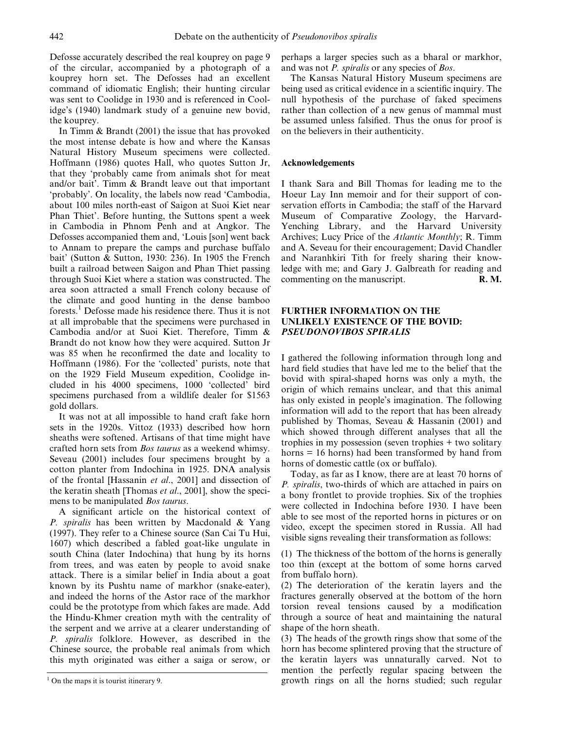Defosse accurately described the real kouprey on page 9 of the circular, accompanied by a photograph of a kouprey horn set. The Defosses had an excellent command of idiomatic English; their hunting circular was sent to Coolidge in 1930 and is referenced in Coolidge's (1940) landmark study of a genuine new bovid, the kouprey.

In Timm & Brandt (2001) the issue that has provoked the most intense debate is how and where the Kansas Natural History Museum specimens were collected. Hoffmann (1986) quotes Hall, who quotes Sutton Jr, that they 'probably came from animals shot for meat and/or bait'. Timm & Brandt leave out that important 'probably'. On locality, the labels now read 'Cambodia, about 100 miles north-east of Saigon at Suoi Kiet near Phan Thiet'. Before hunting, the Suttons spent a week in Cambodia in Phnom Penh and at Angkor. The Defosses accompanied them and, 'Louis [son] went back to Annam to prepare the camps and purchase buffalo bait' (Sutton & Sutton, 1930: 236). In 1905 the French built a railroad between Saigon and Phan Thiet passing through Suoi Kiet where a station was constructed. The area soon attracted a small French colony because of the climate and good hunting in the dense bamboo forests.[1] Defosse made his residence there. Thus it is not at all improbable that the specimens were purchased in Cambodia and/or at Suoi Kiet. Therefore, Timm & Brandt do not know how they were acquired. Sutton Jr was 85 when he reconfirmed the date and locality to Hoffmann (1986). For the 'collected' purists, note that on the 1929 Field Museum expedition, Coolidge included in his 4000 specimens, 1000 'collected' bird specimens purchased from a wildlife dealer for \$1563 gold dollars.

It was not at all impossible to hand craft fake horn sets in the 1920s. Vittoz (1933) described how horn sheaths were softened. Artisans of that time might have crafted horn sets from *Bos taurus* as a weekend whimsy. Seveau (2001) includes four specimens brought by a cotton planter from Indochina in 1925. DNA analysis of the frontal [Hassanin *et al*., 2001] and dissection of the keratin sheath [Thomas *et al*., 2001], show the specimens to be manipulated *Bos taurus*.

A significant article on the historical context of *P. spiralis* has been written by Macdonald & Yang (1997). They refer to a Chinese source (San Cai Tu Hui, 1607) which described a fabled goat-like ungulate in south China (later Indochina) that hung by its horns from trees, and was eaten by people to avoid snake attack. There is a similar belief in India about a goat known by its Pushtu name of markhor (snake-eater), and indeed the horns of the Astor race of the markhor could be the prototype from which fakes are made. Add the Hindu-Khmer creation myth with the centrality of the serpent and we arrive at a clearer understanding of *P. spiralis* folklore. However, as described in the Chinese source, the probable real animals from which this myth originated was either a saiga or serow, or perhaps a larger species such as a bharal or markhor, and was not *P. spiralis* or any species of *Bos*.

The Kansas Natural History Museum specimens are being used as critical evidence in a scientific inquiry. The null hypothesis of the purchase of faked specimens rather than collection of a new genus of mammal must be assumed unless falsified. Thus the onus for proof is on the believers in their authenticity.

[1] On the maps it is tourist itinerary 9.

### Acknowledgements

I thank Sara and Bill Thomas for leading me to the Hoeur Lay Inn memoir and for their support of conservation efforts in Cambodia; the staff of the Harvard Museum of Comparative Zoology, the Harvard-Yenching Library, and the Harvard University Archives; Lucy Price of the *Atlantic Monthly*; R. Timm and A. Seveau for their encouragement; David Chandler and Naranhkiri Tith for freely sharing their knowledge with me; and Gary J. Galbreath for reading and commenting on the manuscript. **R. M.**

## FURTHER INFORMATION ON THE UNLIKELY EXISTENCE OF THE BOVID: *PSEUDONOVIBOS SPIRALIS*

I gathered the following information through long and hard field studies that have led me to the belief that the bovid with spiral-shaped horns was only a myth, the origin of which remains unclear, and that this animal has only existed in people's imagination. The following information will add to the report that has been already published by Thomas, Seveau & Hassanin (2001) and which showed through different analyses that all the trophies in my possession (seven trophies + two solitary horns = 16 horns) had been transformed by hand from horns of domestic cattle (ox or buffalo).

Today, as far as I know, there are at least 70 horns of *P. spiralis*, two-thirds of which are attached in pairs on a bony frontlet to provide trophies. Six of the trophies were collected in Indochina before 1930. I have been able to see most of the reported horns in pictures or on video, except the specimen stored in Russia. All had visible signs revealing their transformation as follows:

(1) The thickness of the bottom of the horns is generally too thin (except at the bottom of some horns carved from buffalo horn).

(2) The deterioration of the keratin layers and the fractures generally observed at the bottom of the horn torsion reveal tensions caused by a modification through a source of heat and maintaining the natural shape of the horn sheath.

(3) The heads of the growth rings show that some of the horn has become splintered proving that the structure of the keratin layers was unnaturally carved. Not to mention the perfectly regular spacing between the growth rings on all the horns studied; such regular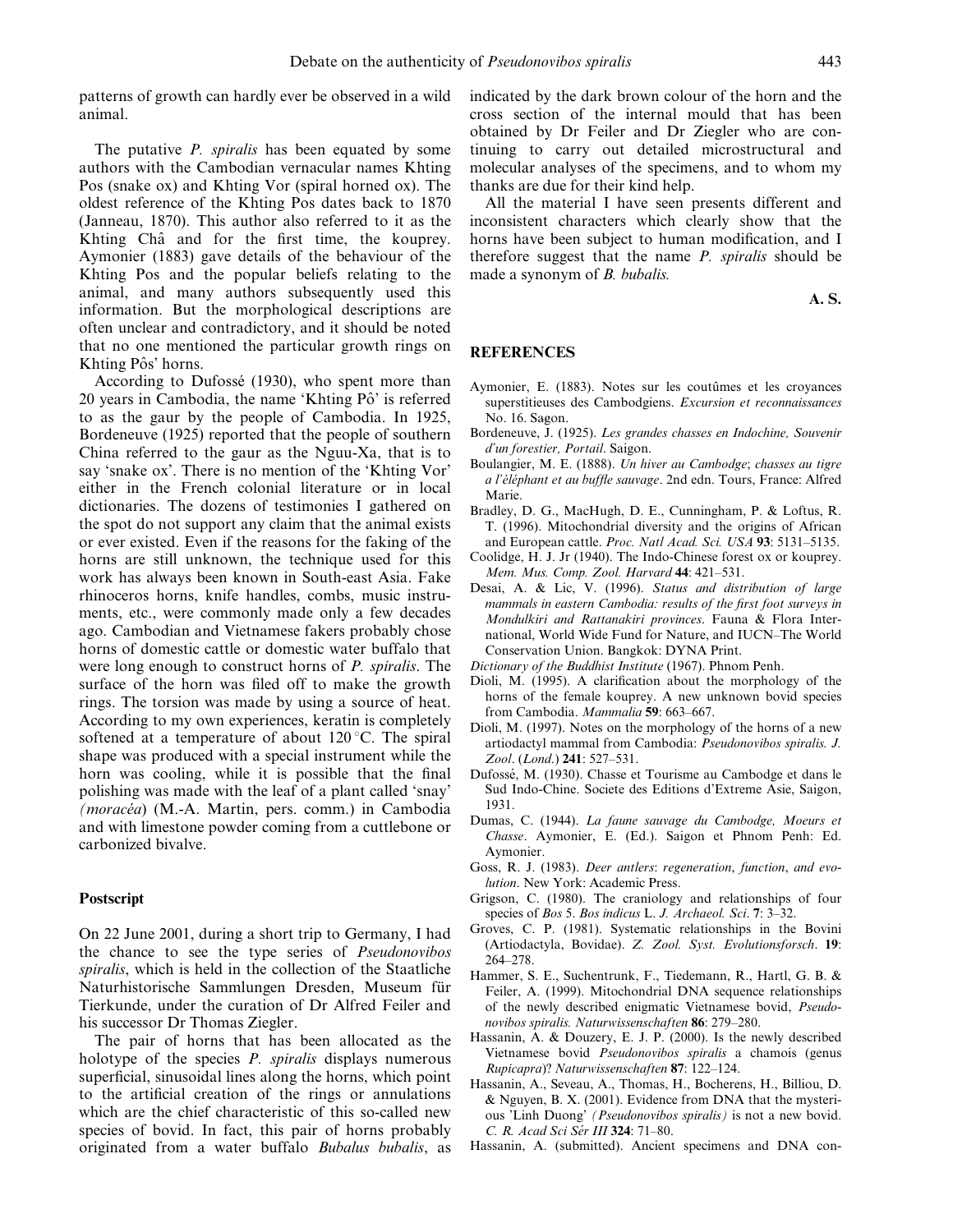patterns of growth can hardly ever be observed in a wild animal.

The putative *P. spiralis* has been equated by some authors with the Cambodian vernacular names Khting Pos (snake ox) and Khting Vor (spiral horned ox). The oldest reference of the Khting Pos dates back to 1870 (Janneau, 1870). This author also referred to it as the Khting Châ and for the first time, the kouprey. Aymonier (1883) gave details of the behaviour of the Khting Pos and the popular beliefs relating to the animal, and many authors subsequently used this information. But the morphological descriptions are often unclear and contradictory, and it should be noted that no one mentioned the particular growth rings on Khting Pôs' horns.

According to Dufossé (1930), who spent more than 20 years in Cambodia, the name 'Khting Pô' is referred to as the gaur by the people of Cambodia. In 1925, Bordeneuve (1925) reported that the people of southern China referred to the gaur as the Nguu-Xa, that is to say 'snake ox'. There is no mention of the 'Khting Vor' either in the French colonial literature or in local dictionaries. The dozens of testimonies I gathered on the spot do not support any claim that the animal exists or ever existed. Even if the reasons for the faking of the horns are still unknown, the technique used for this work has always been known in South-east Asia. Fake rhinoceros horns, knife handles, combs, music instruments, etc., were commonly made only a few decades ago. Cambodian and Vietnamese fakers probably chose horns of domestic cattle or domestic water buffalo that were long enough to construct horns of *P. spiralis*. The surface of the horn was filed off to make the growth rings. The torsion was made by using a source of heat. According to my own experiences, keratin is completely softened at a temperature of about 120 °C. The spiral shape was produced with a special instrument while the horn was cooling, while it is possible that the final polishing was made with the leaf of a plant called 'snay' *(moracéa)* (M.-A. Martin, pers. comm.) in Cambodia and with limestone powder coming from a cuttlebone or carbonized bivalve.

## Postscript

On 22 June 2001, during a short trip to Germany, I had the chance to see the type series of *Pseudonovibos spiralis*, which is held in the collection of the Staatliche Naturhistorische Sammlungen Dresden, Museum für Tierkunde, under the curation of Dr Alfred Feiler and his successor Dr Thomas Ziegler.

The pair of horns that has been allocated as the holotype of the species *P. spiralis* displays numerous superficial, sinusoidal lines along the horns, which point to the artificial creation of the rings or annulations which are the chief characteristic of this so-called new species of bovid. In fact, this pair of horns probably originated from a water buffalo *Bubalus bubalis*, as indicated by the dark brown colour of the horn and the cross section of the internal mould that has been obtained by Dr Feiler and Dr Ziegler who are continuing to carry out detailed microstructural and molecular analyses of the specimens, and to whom my thanks are due for their kind help.

All the material I have seen presents different and inconsistent characters which clearly show that the horns have been subject to human modification, and I therefore suggest that the name *P. spiralis* should be made a synonym of *B. bubalis.*

**A. S.**

## REFERENCES

Aymonier, E. (1883). Notes sur les coutûmes et les croyances superstitieuses des Cambodgiens. *Excursion et reconnaissances* No. 16. Sagon.

Bordeneuve, J. (1925). *Les grandes chasses en Indochine, Souvenir d'un forestier, Portail*. Saigon.

Boulangier, M. E. (1888). *Un hiver au Cambodge*; *chasses au tigre a l'éléphant et au buffle sauvage*. 2nd edn. Tours, France: Alfred Marie.

Bradley, D. G., MacHugh, D. E., Cunningham, P. & Loftus, R. T. (1996). Mitochondrial diversity and the origins of African and European cattle. *Proc. Natl Acad. Sci. USA* **93**: 5131–5135.

Coolidge, H. J. Jr (1940). The Indo-Chinese forest ox or kouprey. *Mem. Mus. Comp. Zool. Harvard* **44**: 421–531.

Desai, A. & Lic, V. (1996). *Status and distribution of large mammals in eastern Cambodia: results of the first foot surveys in Mondulkiri and Rattanakiri provinces*. Fauna & Flora International, World Wide Fund for Nature, and IUCN–The World Conservation Union. Bangkok: DYNA Print.

*Dictionary of the Buddhist Institute* (1967). Phnom Penh.

Dioli, M. (1995). A clarification about the morphology of the horns of the female kouprey. A new unknown bovid species from Cambodia. *Mammalia* **59**: 663–667.

Dioli, M. (1997). Notes on the morphology of the horns of a new artiodactyl mammal from Cambodia: *Pseudonovibos spiralis. J. Zool*. (*Lond*.) **241**: 527–531.

Dufossé, M. (1930). Chasse et Tourisme au Cambodge et dans le Sud Indo-Chine. Societe des Editions d'Extreme Asie, Saigon, 1931.

Dumas, C. (1944). *La faune sauvage du Cambodge, Moeurs et Chasse*. Aymonier, E. (Ed.). Saigon et Phnom Penh: Ed. Aymonier.

Goss, R. J. (1983). *Deer antlers*: *regeneration*, *function*, *and evolution*. New York: Academic Press.

Grigson, C. (1980). The craniology and relationships of four species of *Bos* 5. *Bos indicus* L. *J. Archaeol. Sci*. **7**: 3–32.

Groves, C. P. (1981). Systematic relationships in the Bovini (Artiodactyla, Bovidae). *Z. Zool. Syst. Evolutionsforsch*. **19**: 264–278.

Hammer, S. E., Suchentrunk, F., Tiedemann, R., Hartl, G. B. & Feiler, A. (1999). Mitochondrial DNA sequence relationships of the newly described enigmatic Vietnamese bovid, *Pseudonovibos spiralis. Naturwissenschaften* **86**: 279–280.

Hassanin, A. & Douzery, E. J. P. (2000). Is the newly described Vietnamese bovid *Pseudonovibos spiralis* a chamois (genus *Rupicapra*)? *Naturwissenschaften* **87**: 122–124.

Hassanin, A., Seveau, A., Thomas, H., Bocherens, H., Billiou, D. & Nguyen, B. X. (2001). Evidence from DNA that the mysterious 'Linh Duong' *(Pseudonovibos spiralis)* is not a new bovid. *C. R. Acad Sci Sér III* **324**: 71–80.

Hassanin, A. (submitted). Ancient specimens and DNA con-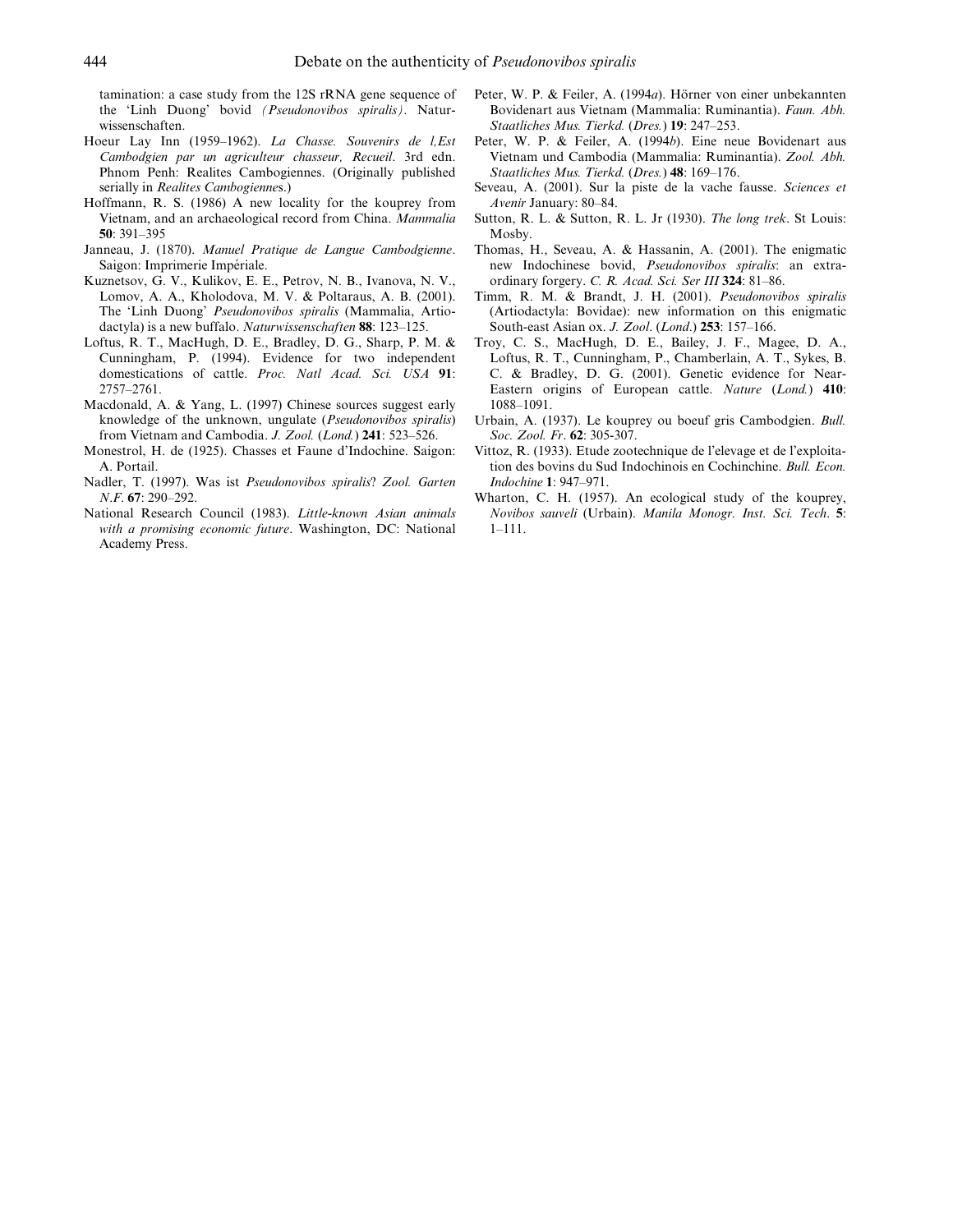tamination: a case study from the 12S rRNA gene sequence of the 'Linh Duong' bovid *(Pseudonovibos spiralis)*. Naturwissenschaften.

Hoeur Lay Inn (1959–1962). *La Chasse. Souvenirs de l,Est Cambodgien par un agriculteur chasseur, Recueil*. 3rd edn. Phnom Penh: Realites Cambogiennes. (Originally published serially in *Realites Cambogiennes*.)

Hoffmann, R. S. (1986) A new locality for the kouprey from Vietnam, and an archaeological record from China. *Mammalia* **50**: 391–395

Janneau, J. (1870). *Manuel Pratique de Langue Cambodgienne*. Saigon: Imprimerie Impériale.

Kuznetsov, G. V., Kulikov, E. E., Petrov, N. B., Ivanova, N. V., Lomov, A. A., Kholodova, M. V. & Poltaraus, A. B. (2001). The 'Linh Duong' *Pseudonovibos spiralis* (Mammalia, Artiodactyla) is a new buffalo. *Naturwissenschaften* **88**: 123–125.

Loftus, R. T., MacHugh, D. E., Bradley, D. G., Sharp, P. M. & Cunningham, P. (1994). Evidence for two independent domestications of cattle. *Proc. Natl Acad. Sci. USA* **91**: 2757–2761.

Macdonald, A. & Yang, L. (1997) Chinese sources suggest early knowledge of the unknown, ungulate (*Pseudonovibos spiralis*) from Vietnam and Cambodia. *J. Zool.* (*Lond.*) **241**: 523–526.

Monestrol, H. de (1925). Chasses et Faune d'Indochine. Saigon: A. Portail.

Nadler, T. (1997). Was ist *Pseudonovibos spiralis*? *Zool. Garten N.F.* **67**: 290–292.

National Research Council (1983). *Little-known Asian animals with a promising economic future*. Washington, DC: National Academy Press.

Peter, W. P. & Feiler, A. (1994*a*). Hörner von einer unbekannten Bovidenart aus Vietnam (Mammalia: Ruminantia). *Faun. Abh. Staatliches Mus. Tierkd.* (*Dres.*) **19**: 247–253.

Peter, W. P. & Feiler, A. (1994*b*). Eine neue Bovidenart aus Vietnam und Cambodia (Mammalia: Ruminantia). *Zool. Abh. Staatliches Mus. Tierkd.* (*Dres.*) **48**: 169–176.

Seveau, A. (2001). Sur la piste de la vache fausse. *Sciences et Avenir* January: 80–84.

Sutton, R. L. & Sutton, R. L. Jr (1930). *The long trek*. St Louis: Mosby.

Thomas, H., Seveau, A. & Hassanin, A. (2001). The enigmatic new Indochinese bovid, *Pseudonovibos spiralis*: an extraordinary forgery. *C. R. Acad. Sci. Ser III* **324**: 81–86.

Timm, R. M. & Brandt, J. H. (2001). *Pseudonovibos spiralis* (Artiodactyla: Bovidae): new information on this enigmatic South-east Asian ox. *J. Zool*. (*Lond*.) **253**: 157–166.

Troy, C. S., MacHugh, D. E., Bailey, J. F., Magee, D. A., Loftus, R. T., Cunningham, P., Chamberlain, A. T., Sykes, B. C. & Bradley, D. G. (2001). Genetic evidence for Near-Eastern origins of European cattle. *Nature* (*Lond.*) **410**: 1088–1091.

Urbain, A. (1937). Le kouprey ou boeuf gris Cambodgien. *Bull. Soc. Zool. Fr*. **62**: 305-307.

Vittoz, R. (1933). Etude zootechnique de l'elevage et de l'exploitation des bovins du Sud Indochinois et en Cochinchine. *Bull. Econ. Indochine* **1**: 947–971.

Wharton, C. H. (1957). An ecological study of the kouprey, *Novibos sauveli* (Urbain). *Manila Monogr. Inst. Sci. Tech*. **5**: 1–111.